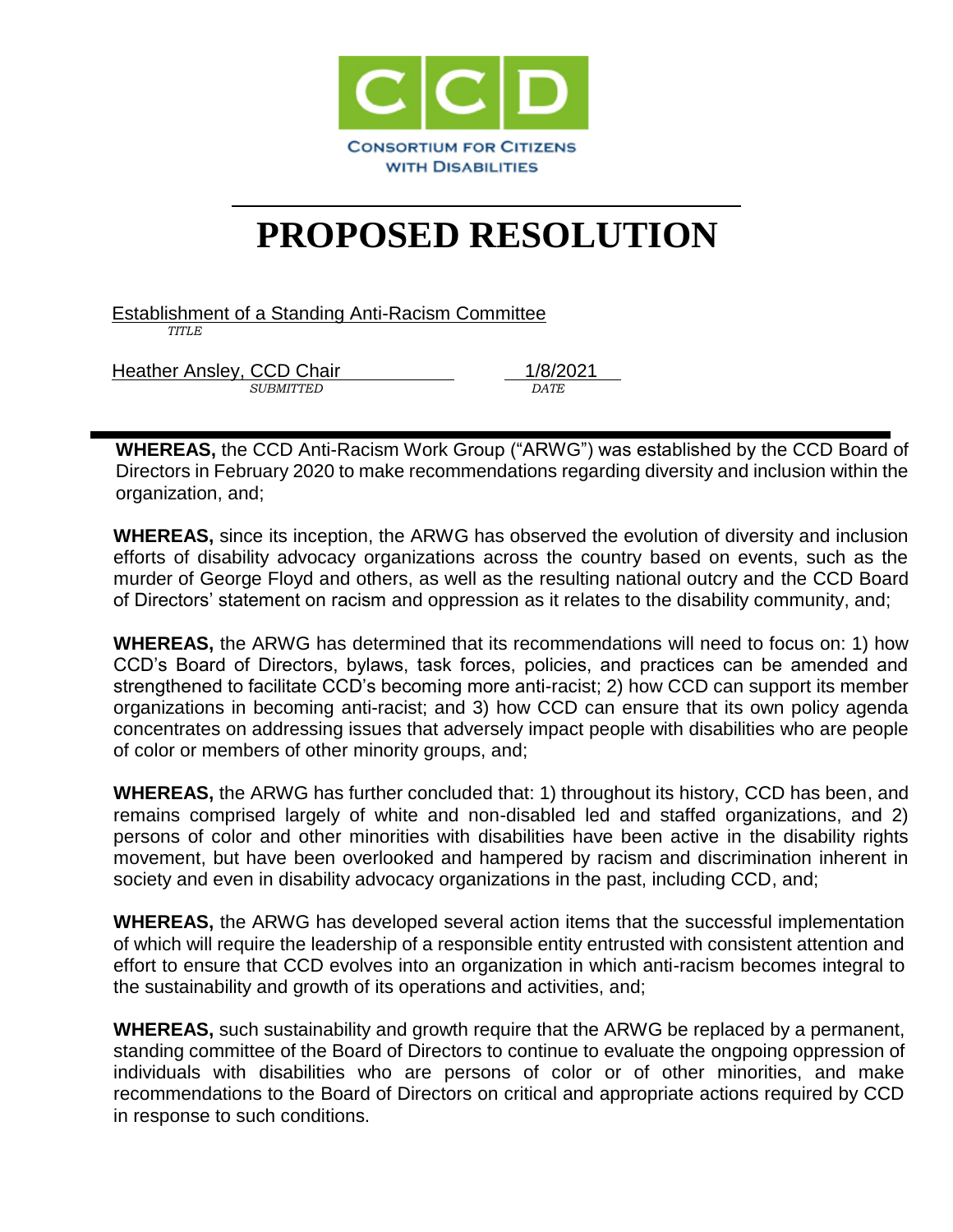CCD

CONSORTIUM FOR CITIZENS WITH DISABILITIES

# PROPOSED RESOLUTION

Establishment of a Standing Anti-Racism Committee
*TITLE*

Heather Ansley, CCD Chair
*SUBMITTED*

1/8/2021
*DATE*

**WHEREAS,** the CCD Anti-Racism Work Group ("ARWG") was established by the CCD Board of Directors in February 2020 to make recommendations regarding diversity and inclusion within the organization, and;

**WHEREAS,** since its inception, the ARWG has observed the evolution of diversity and inclusion efforts of disability advocacy organizations across the country based on events, such as the murder of George Floyd and others, as well as the resulting national outcry and the CCD Board of Directors' statement on racism and oppression as it relates to the disability community, and;

**WHEREAS,** the ARWG has determined that its recommendations will need to focus on: 1) how CCD's Board of Directors, bylaws, task forces, policies, and practices can be amended and strengthened to facilitate CCD's becoming more anti-racist; 2) how CCD can support its member organizations in becoming anti-racist; and 3) how CCD can ensure that its own policy agenda concentrates on addressing issues that adversely impact people with disabilities who are people of color or members of other minority groups, and;

**WHEREAS,** the ARWG has further concluded that: 1) throughout its history, CCD has been, and remains comprised largely of white and non-disabled led and staffed organizations, and 2) persons of color and other minorities with disabilities have been active in the disability rights movement, but have been overlooked and hampered by racism and discrimination inherent in society and even in disability advocacy organizations in the past, including CCD, and;

**WHEREAS,** the ARWG has developed several action items that the successful implementation of which will require the leadership of a responsible entity entrusted with consistent attention and effort to ensure that CCD evolves into an organization in which anti-racism becomes integral to the sustainability and growth of its operations and activities, and;

**WHEREAS,** such sustainability and growth require that the ARWG be replaced by a permanent, standing committee of the Board of Directors to continue to evaluate the ongpoing oppression of individuals with disabilities who are persons of color or of other minorities, and make recommendations to the Board of Directors on critical and appropriate actions required by CCD in response to such conditions.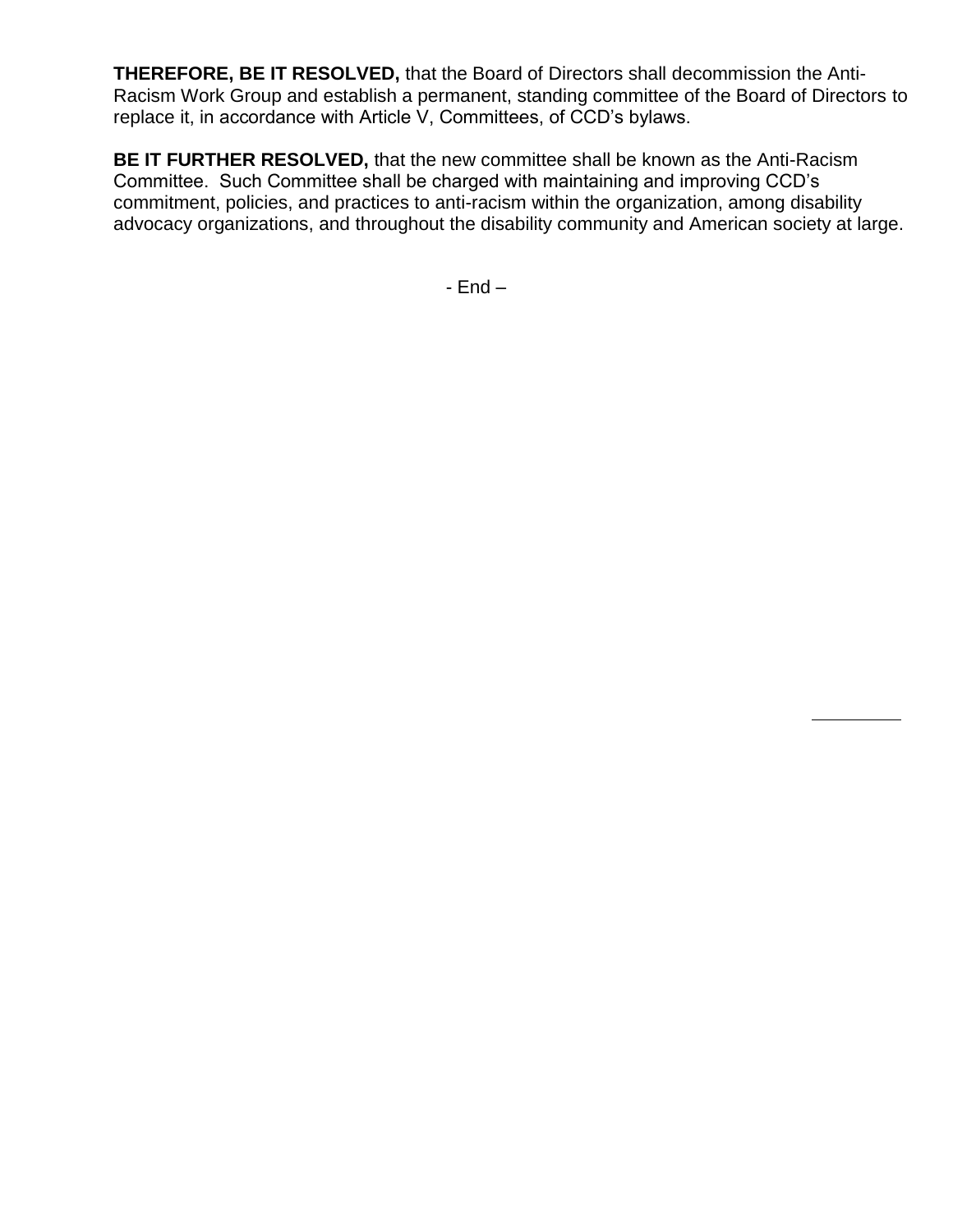**THEREFORE, BE IT RESOLVED,** that the Board of Directors shall decommission the Anti-Racism Work Group and establish a permanent, standing committee of the Board of Directors to replace it, in accordance with Article V, Committees, of CCD's bylaws.

**BE IT FURTHER RESOLVED,** that the new committee shall be known as the Anti-Racism Committee. Such Committee shall be charged with maintaining and improving CCD's commitment, policies, and practices to anti-racism within the organization, among disability advocacy organizations, and throughout the disability community and American society at large.

- End –